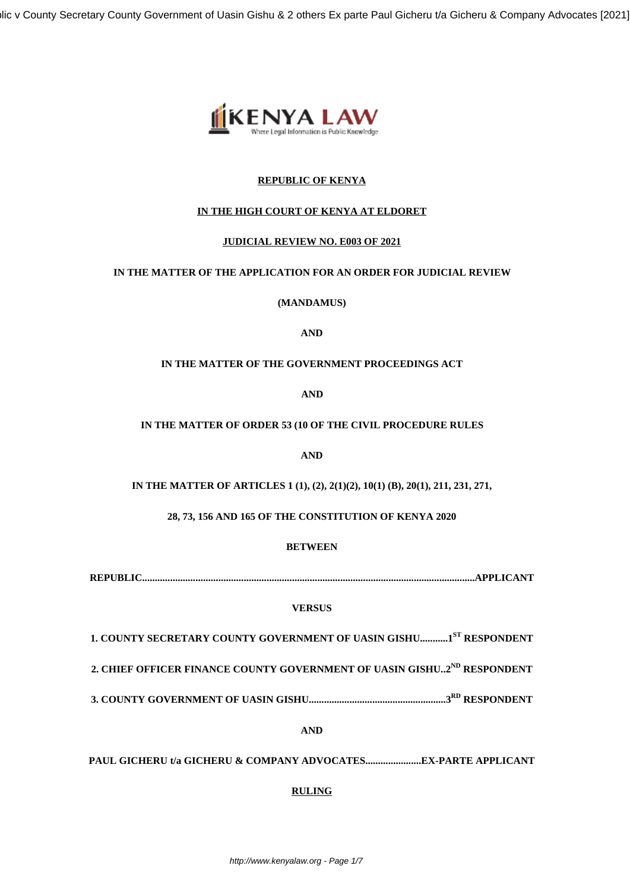**REPUBLIC OF KENYA**

**IN THE HIGH COURT OF KENYA AT ELDORET**

**JUDICIAL REVIEW NO. E003 OF 2021**

**IN THE MATTER OF THE APPLICATION FOR AN ORDER FOR JUDICIAL REVIEW**

**(MANDAMUS)**

**AND**

**IN THE MATTER OF THE GOVERNMENT PROCEEDINGS ACT**

**AND**

**IN THE MATTER OF ORDER 53 (10 OF THE CIVIL PROCEDURE RULES**

**AND**

**IN THE MATTER OF ARTICLES 1 (1), (2), 2(1)(2), 10(1) (B), 20(1), 211, 231, 271,**

**28, 73, 156 AND 165 OF THE CONSTITUTION OF KENYA 2020**

**BETWEEN**

**REPUBLIC.................................................................................................................................APPLICANT**

**VERSUS**

**1. COUNTY SECRETARY COUNTY GOVERNMENT OF UASIN GISHU...........1ST RESPONDENT**

**2. CHIEF OFFICER FINANCE COUNTY GOVERNMENT OF UASIN GISHU..2ND RESPONDENT**

**3. COUNTY GOVERNMENT OF UASIN GISHU......................................................3RD RESPONDENT**

**AND**

**PAUL GICHERU t/a GICHERU & COMPANY ADVOCATES......................EX-PARTE APPLICANT**

**RULING**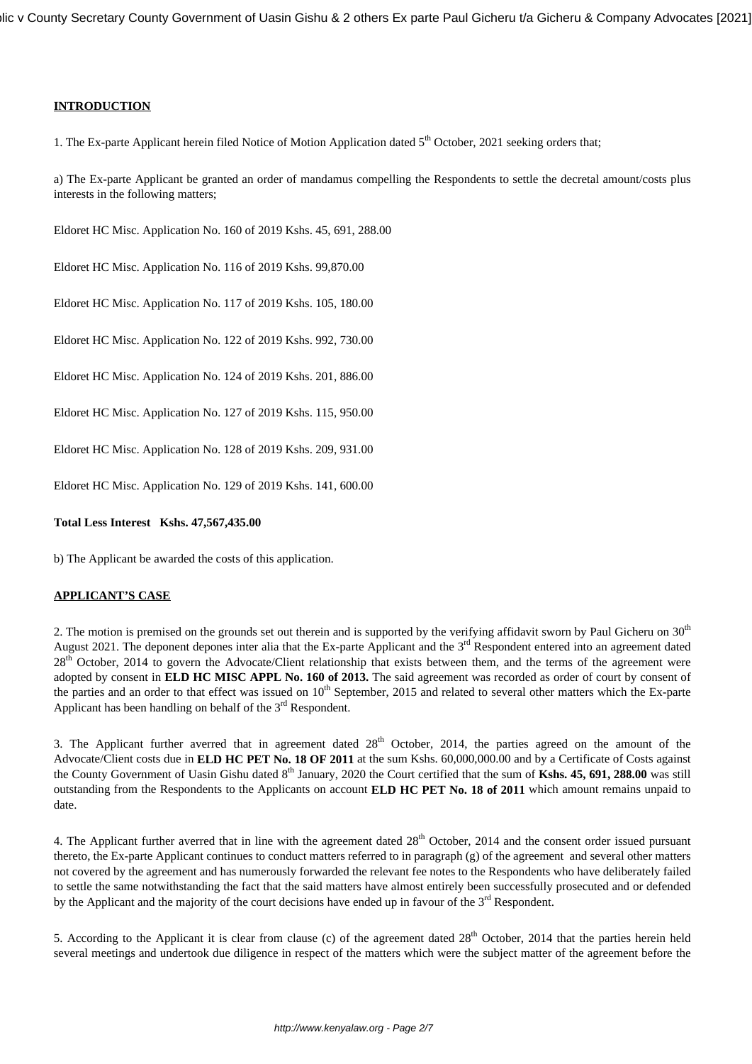**INTRODUCTION**

1. The Ex-parte Applicant herein filed Notice of Motion Application dated 5th October, 2021 seeking orders that;

a) The Ex-parte Applicant be granted an order of mandamus compelling the Respondents to settle the decretal amount/costs plus interests in the following matters;

Eldoret HC Misc. Application No. 160 of 2019 Kshs. 45, 691, 288.00

Eldoret HC Misc. Application No. 116 of 2019 Kshs. 99,870.00

Eldoret HC Misc. Application No. 117 of 2019 Kshs. 105, 180.00

Eldoret HC Misc. Application No. 122 of 2019 Kshs. 992, 730.00

Eldoret HC Misc. Application No. 124 of 2019 Kshs. 201, 886.00

Eldoret HC Misc. Application No. 127 of 2019 Kshs. 115, 950.00

Eldoret HC Misc. Application No. 128 of 2019 Kshs. 209, 931.00

Eldoret HC Misc. Application No. 129 of 2019 Kshs. 141, 600.00

**Total Less Interest Kshs. 47,567,435.00**

b) The Applicant be awarded the costs of this application.

**APPLICANT'S CASE**

2. The motion is premised on the grounds set out therein and is supported by the verifying affidavit sworn by Paul Gicheru on 30th August 2021. The deponent depones inter alia that the Ex-parte Applicant and the 3rd Respondent entered into an agreement dated 28th October, 2014 to govern the Advocate/Client relationship that exists between them, and the terms of the agreement were adopted by consent in **ELD HC MISC APPL No. 160 of 2013.** The said agreement was recorded as order of court by consent of the parties and an order to that effect was issued on 10th September, 2015 and related to several other matters which the Ex-parte Applicant has been handling on behalf of the 3rd Respondent.

3. The Applicant further averred that in agreement dated 28th October, 2014, the parties agreed on the amount of the Advocate/Client costs due in **ELD HC PET No. 18 OF 2011** at the sum Kshs. 60,000,000.00 and by a Certificate of Costs against the County Government of Uasin Gishu dated 8th January, 2020 the Court certified that the sum of **Kshs. 45, 691, 288.00** was still outstanding from the Respondents to the Applicants on account **ELD HC PET No. 18 of 2011** which amount remains unpaid to date.

4. The Applicant further averred that in line with the agreement dated 28th October, 2014 and the consent order issued pursuant thereto, the Ex-parte Applicant continues to conduct matters referred to in paragraph (g) of the agreement and several other matters not covered by the agreement and has numerously forwarded the relevant fee notes to the Respondents who have deliberately failed to settle the same notwithstanding the fact that the said matters have almost entirely been successfully prosecuted and or defended by the Applicant and the majority of the court decisions have ended up in favour of the 3rd Respondent.

5. According to the Applicant it is clear from clause (c) of the agreement dated 28th October, 2014 that the parties herein held several meetings and undertook due diligence in respect of the matters which were the subject matter of the agreement before the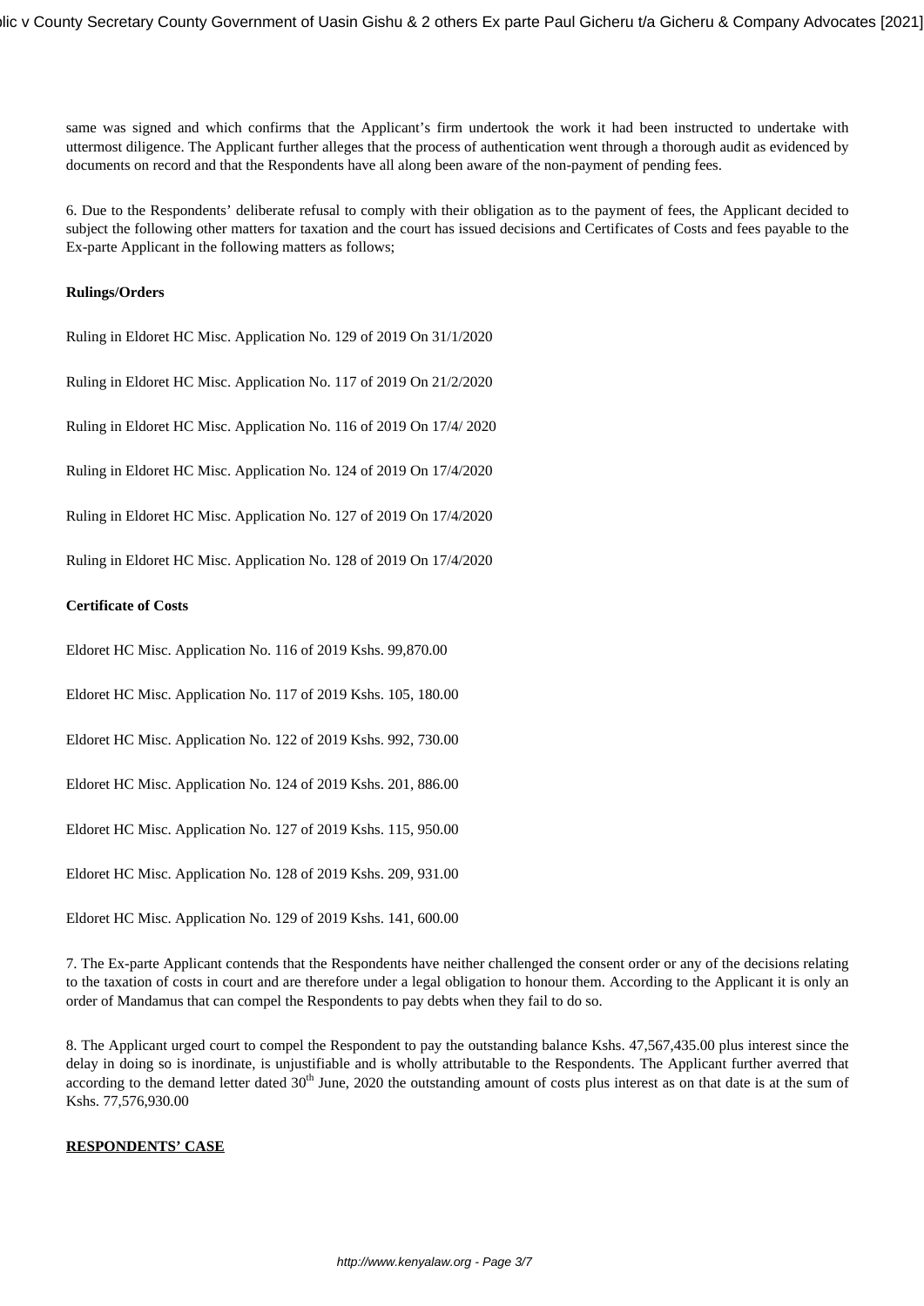same was signed and which confirms that the Applicant's firm undertook the work it had been instructed to undertake with uttermost diligence. The Applicant further alleges that the process of authentication went through a thorough audit as evidenced by documents on record and that the Respondents have all along been aware of the non-payment of pending fees.

6. Due to the Respondents' deliberate refusal to comply with their obligation as to the payment of fees, the Applicant decided to subject the following other matters for taxation and the court has issued decisions and Certificates of Costs and fees payable to the Ex-parte Applicant in the following matters as follows;

**Rulings/Orders**

Ruling in Eldoret HC Misc. Application No. 129 of 2019 On 31/1/2020

Ruling in Eldoret HC Misc. Application No. 117 of 2019 On 21/2/2020

Ruling in Eldoret HC Misc. Application No. 116 of 2019 On 17/4/ 2020

Ruling in Eldoret HC Misc. Application No. 124 of 2019 On 17/4/2020

Ruling in Eldoret HC Misc. Application No. 127 of 2019 On 17/4/2020

Ruling in Eldoret HC Misc. Application No. 128 of 2019 On 17/4/2020

**Certificate of Costs**

Eldoret HC Misc. Application No. 116 of 2019 Kshs. 99,870.00

Eldoret HC Misc. Application No. 117 of 2019 Kshs. 105, 180.00

Eldoret HC Misc. Application No. 122 of 2019 Kshs. 992, 730.00

Eldoret HC Misc. Application No. 124 of 2019 Kshs. 201, 886.00

Eldoret HC Misc. Application No. 127 of 2019 Kshs. 115, 950.00

Eldoret HC Misc. Application No. 128 of 2019 Kshs. 209, 931.00

Eldoret HC Misc. Application No. 129 of 2019 Kshs. 141, 600.00

7. The Ex-parte Applicant contends that the Respondents have neither challenged the consent order or any of the decisions relating to the taxation of costs in court and are therefore under a legal obligation to honour them. According to the Applicant it is only an order of Mandamus that can compel the Respondents to pay debts when they fail to do so.

8. The Applicant urged court to compel the Respondent to pay the outstanding balance Kshs. 47,567,435.00 plus interest since the delay in doing so is inordinate, is unjustifiable and is wholly attributable to the Respondents. The Applicant further averred that according to the demand letter dated 30th June, 2020 the outstanding amount of costs plus interest as on that date is at the sum of Kshs. 77,576,930.00

**RESPONDENTS' CASE**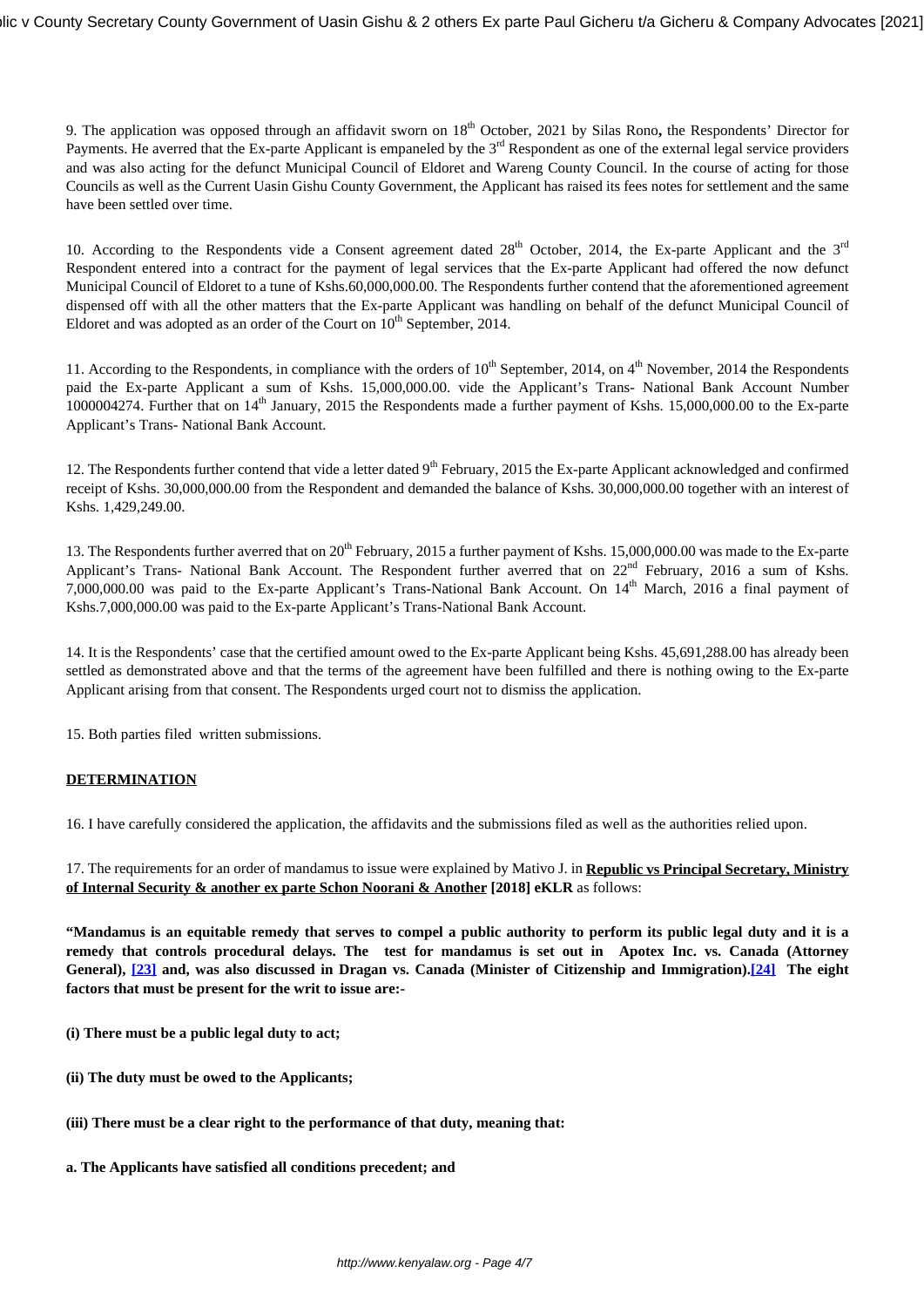9. The application was opposed through an affidavit sworn on 18th October, 2021 by Silas Rono**,** the Respondents' Director for Payments. He averred that the Ex-parte Applicant is empaneled by the 3rd Respondent as one of the external legal service providers and was also acting for the defunct Municipal Council of Eldoret and Wareng County Council. In the course of acting for those Councils as well as the Current Uasin Gishu County Government, the Applicant has raised its fees notes for settlement and the same have been settled over time.

10. According to the Respondents vide a Consent agreement dated 28th October, 2014, the Ex-parte Applicant and the 3rd Respondent entered into a contract for the payment of legal services that the Ex-parte Applicant had offered the now defunct Municipal Council of Eldoret to a tune of Kshs.60,000,000.00. The Respondents further contend that the aforementioned agreement dispensed off with all the other matters that the Ex-parte Applicant was handling on behalf of the defunct Municipal Council of Eldoret and was adopted as an order of the Court on 10th September, 2014.

11. According to the Respondents, in compliance with the orders of 10th September, 2014, on 4th November, 2014 the Respondents paid the Ex-parte Applicant a sum of Kshs. 15,000,000.00. vide the Applicant's Trans- National Bank Account Number 1000004274. Further that on 14th January, 2015 the Respondents made a further payment of Kshs. 15,000,000.00 to the Ex-parte Applicant's Trans- National Bank Account.

12. The Respondents further contend that vide a letter dated 9th February, 2015 the Ex-parte Applicant acknowledged and confirmed receipt of Kshs. 30,000,000.00 from the Respondent and demanded the balance of Kshs. 30,000,000.00 together with an interest of Kshs. 1,429,249.00.

13. The Respondents further averred that on 20th February, 2015 a further payment of Kshs. 15,000,000.00 was made to the Ex-parte Applicant's Trans- National Bank Account. The Respondent further averred that on 22nd February, 2016 a sum of Kshs. 7,000,000.00 was paid to the Ex-parte Applicant's Trans-National Bank Account. On 14th March, 2016 a final payment of Kshs.7,000,000.00 was paid to the Ex-parte Applicant's Trans-National Bank Account.

14. It is the Respondents' case that the certified amount owed to the Ex-parte Applicant being Kshs. 45,691,288.00 has already been settled as demonstrated above and that the terms of the agreement have been fulfilled and there is nothing owing to the Ex-parte Applicant arising from that consent. The Respondents urged court not to dismiss the application.

15. Both parties filed written submissions.

**DETERMINATION**

16. I have carefully considered the application, the affidavits and the submissions filed as well as the authorities relied upon.

17. The requirements for an order of mandamus to issue were explained by Mativo J. in **Republic vs Principal Secretary, Ministry of Internal Security & another ex parte Schon Noorani & Another** **[2018] eKLR** as follows:

**"Mandamus is an equitable remedy that serves to compel a public authority to perform its public legal duty and it is a remedy that controls procedural delays. The test for mandamus is set out in Apotex Inc. vs. Canada (Attorney General), [23] and, was also discussed in Dragan vs. Canada (Minister of Citizenship and Immigration).[24] The eight factors that must be present for the writ to issue are:-**

**(i) There must be a public legal duty to act;**

**(ii) The duty must be owed to the Applicants;**

**(iii) There must be a clear right to the performance of that duty, meaning that:**

**a. The Applicants have satisfied all conditions precedent; and**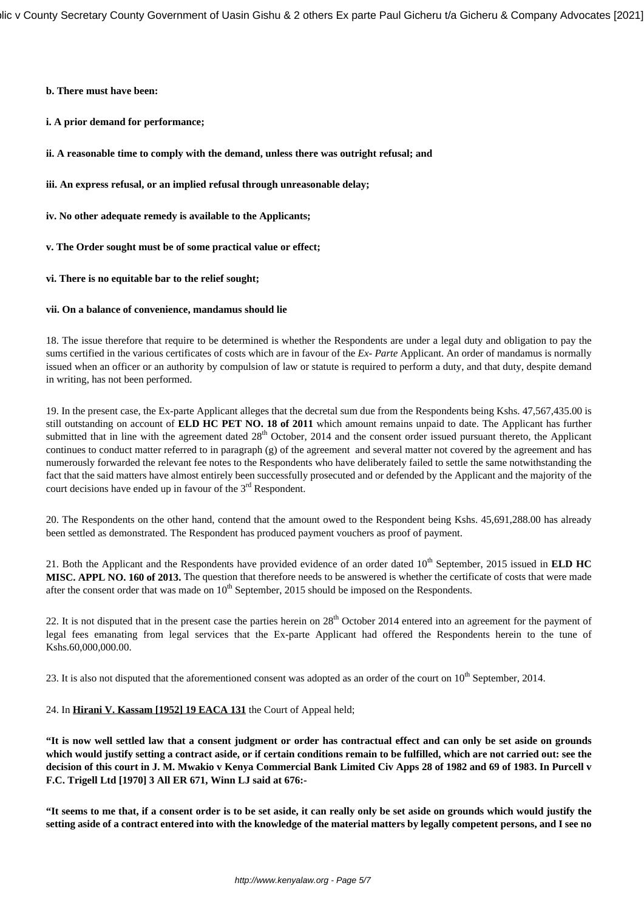**b. There must have been:**

**i. A prior demand for performance;**

**ii. A reasonable time to comply with the demand, unless there was outright refusal; and**

**iii. An express refusal, or an implied refusal through unreasonable delay;**

**iv. No other adequate remedy is available to the Applicants;**

**v. The Order sought must be of some practical value or effect;**

**vi. There is no equitable bar to the relief sought;**

**vii. On a balance of convenience, mandamus should lie**

18. The issue therefore that require to be determined is whether the Respondents are under a legal duty and obligation to pay the sums certified in the various certificates of costs which are in favour of the *Ex- Parte* Applicant. An order of mandamus is normally issued when an officer or an authority by compulsion of law or statute is required to perform a duty, and that duty, despite demand in writing, has not been performed.

19. In the present case, the Ex-parte Applicant alleges that the decretal sum due from the Respondents being Kshs. 47,567,435.00 is still outstanding on account of **ELD HC PET NO. 18 of 2011** which amount remains unpaid to date. The Applicant has further submitted that in line with the agreement dated 28th October, 2014 and the consent order issued pursuant thereto, the Applicant continues to conduct matter referred to in paragraph (g) of the agreement and several matter not covered by the agreement and has numerously forwarded the relevant fee notes to the Respondents who have deliberately failed to settle the same notwithstanding the fact that the said matters have almost entirely been successfully prosecuted and or defended by the Applicant and the majority of the court decisions have ended up in favour of the 3rd Respondent.

20. The Respondents on the other hand, contend that the amount owed to the Respondent being Kshs. 45,691,288.00 has already been settled as demonstrated. The Respondent has produced payment vouchers as proof of payment.

21. Both the Applicant and the Respondents have provided evidence of an order dated 10th September, 2015 issued in **ELD HC MISC. APPL NO. 160 of 2013.** The question that therefore needs to be answered is whether the certificate of costs that were made after the consent order that was made on 10th September, 2015 should be imposed on the Respondents.

22. It is not disputed that in the present case the parties herein on 28th October 2014 entered into an agreement for the payment of legal fees emanating from legal services that the Ex-parte Applicant had offered the Respondents herein to the tune of Kshs.60,000,000.00.

23. It is also not disputed that the aforementioned consent was adopted as an order of the court on 10th September, 2014.

24. In **Hirani V. Kassam [1952] 19 EACA 131** the Court of Appeal held;

**"It is now well settled law that a consent judgment or order has contractual effect and can only be set aside on grounds which would justify setting a contract aside, or if certain conditions remain to be fulfilled, which are not carried out: see the decision of this court in J. M. Mwakio v Kenya Commercial Bank Limited Civ Apps 28 of 1982 and 69 of 1983. In Purcell v F.C. Trigell Ltd [1970] 3 All ER 671, Winn LJ said at 676:-**

**"It seems to me that, if a consent order is to be set aside, it can really only be set aside on grounds which would justify the setting aside of a contract entered into with the knowledge of the material matters by legally competent persons, and I see no**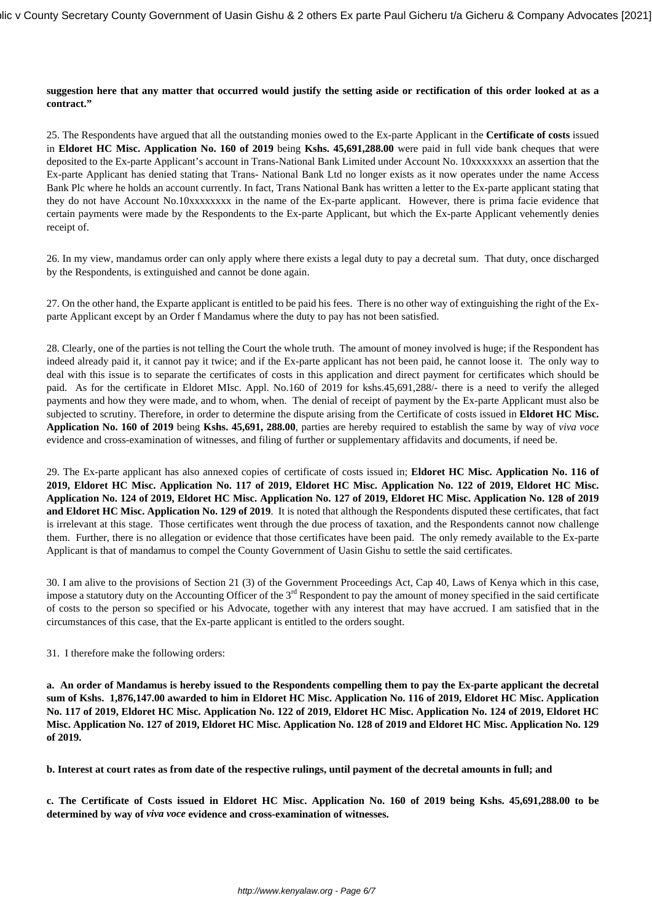**suggestion here that any matter that occurred would justify the setting aside or rectification of this order looked at as a contract."**

25. The Respondents have argued that all the outstanding monies owed to the Ex-parte Applicant in the **Certificate of costs** issued in **Eldoret HC Misc. Application No. 160 of 2019** being **Kshs. 45,691,288.00** were paid in full vide bank cheques that were deposited to the Ex-parte Applicant's account in Trans-National Bank Limited under Account No. 10xxxxxxxx an assertion that the Ex-parte Applicant has denied stating that Trans- National Bank Ltd no longer exists as it now operates under the name Access Bank Plc where he holds an account currently. In fact, Trans National Bank has written a letter to the Ex-parte applicant stating that they do not have Account No.10xxxxxxxx in the name of the Ex-parte applicant. However, there is prima facie evidence that certain payments were made by the Respondents to the Ex-parte Applicant, but which the Ex-parte Applicant vehemently denies receipt of.

26. In my view, mandamus order can only apply where there exists a legal duty to pay a decretal sum. That duty, once discharged by the Respondents, is extinguished and cannot be done again.

27. On the other hand, the Exparte applicant is entitled to be paid his fees. There is no other way of extinguishing the right of the Ex-parte Applicant except by an Order f Mandamus where the duty to pay has not been satisfied.

28. Clearly, one of the parties is not telling the Court the whole truth. The amount of money involved is huge; if the Respondent has indeed already paid it, it cannot pay it twice; and if the Ex-parte applicant has not been paid, he cannot loose it. The only way to deal with this issue is to separate the certificates of costs in this application and direct payment for certificates which should be paid. As for the certificate in Eldoret MIsc. Appl. No.160 of 2019 for kshs.45,691,288/- there is a need to verify the alleged payments and how they were made, and to whom, when. The denial of receipt of payment by the Ex-parte Applicant must also be subjected to scrutiny. Therefore, in order to determine the dispute arising from the Certificate of costs issued in **Eldoret HC Misc. Application No. 160 of 2019** being **Kshs. 45,691, 288.00**, parties are hereby required to establish the same by way of *viva voce* evidence and cross-examination of witnesses, and filing of further or supplementary affidavits and documents, if need be.

29. The Ex-parte applicant has also annexed copies of certificate of costs issued in; **Eldoret HC Misc. Application No. 116 of 2019, Eldoret HC Misc. Application No. 117 of 2019, Eldoret HC Misc. Application No. 122 of 2019, Eldoret HC Misc. Application No. 124 of 2019, Eldoret HC Misc. Application No. 127 of 2019, Eldoret HC Misc. Application No. 128 of 2019 and Eldoret HC Misc. Application No. 129 of 2019**. It is noted that although the Respondents disputed these certificates, that fact is irrelevant at this stage. Those certificates went through the due process of taxation, and the Respondents cannot now challenge them. Further, there is no allegation or evidence that those certificates have been paid. The only remedy available to the Ex-parte Applicant is that of mandamus to compel the County Government of Uasin Gishu to settle the said certificates.

30. I am alive to the provisions of Section 21 (3) of the Government Proceedings Act, Cap 40, Laws of Kenya which in this case, impose a statutory duty on the Accounting Officer of the 3rd Respondent to pay the amount of money specified in the said certificate of costs to the person so specified or his Advocate, together with any interest that may have accrued. I am satisfied that in the circumstances of this case, that the Ex-parte applicant is entitled to the orders sought.

31. I therefore make the following orders:

**a. An order of Mandamus is hereby issued to the Respondents compelling them to pay the Ex-parte applicant the decretal sum of Kshs. 1,876,147.00 awarded to him in Eldoret HC Misc. Application No. 116 of 2019, Eldoret HC Misc. Application No. 117 of 2019, Eldoret HC Misc. Application No. 122 of 2019, Eldoret HC Misc. Application No. 124 of 2019, Eldoret HC Misc. Application No. 127 of 2019, Eldoret HC Misc. Application No. 128 of 2019 and Eldoret HC Misc. Application No. 129 of 2019.**

**b. Interest at court rates as from date of the respective rulings, until payment of the decretal amounts in full; and**

**c. The Certificate of Costs issued in Eldoret HC Misc. Application No. 160 of 2019 being Kshs. 45,691,288.00 to be determined by way of *viva voce* evidence and cross-examination of witnesses.**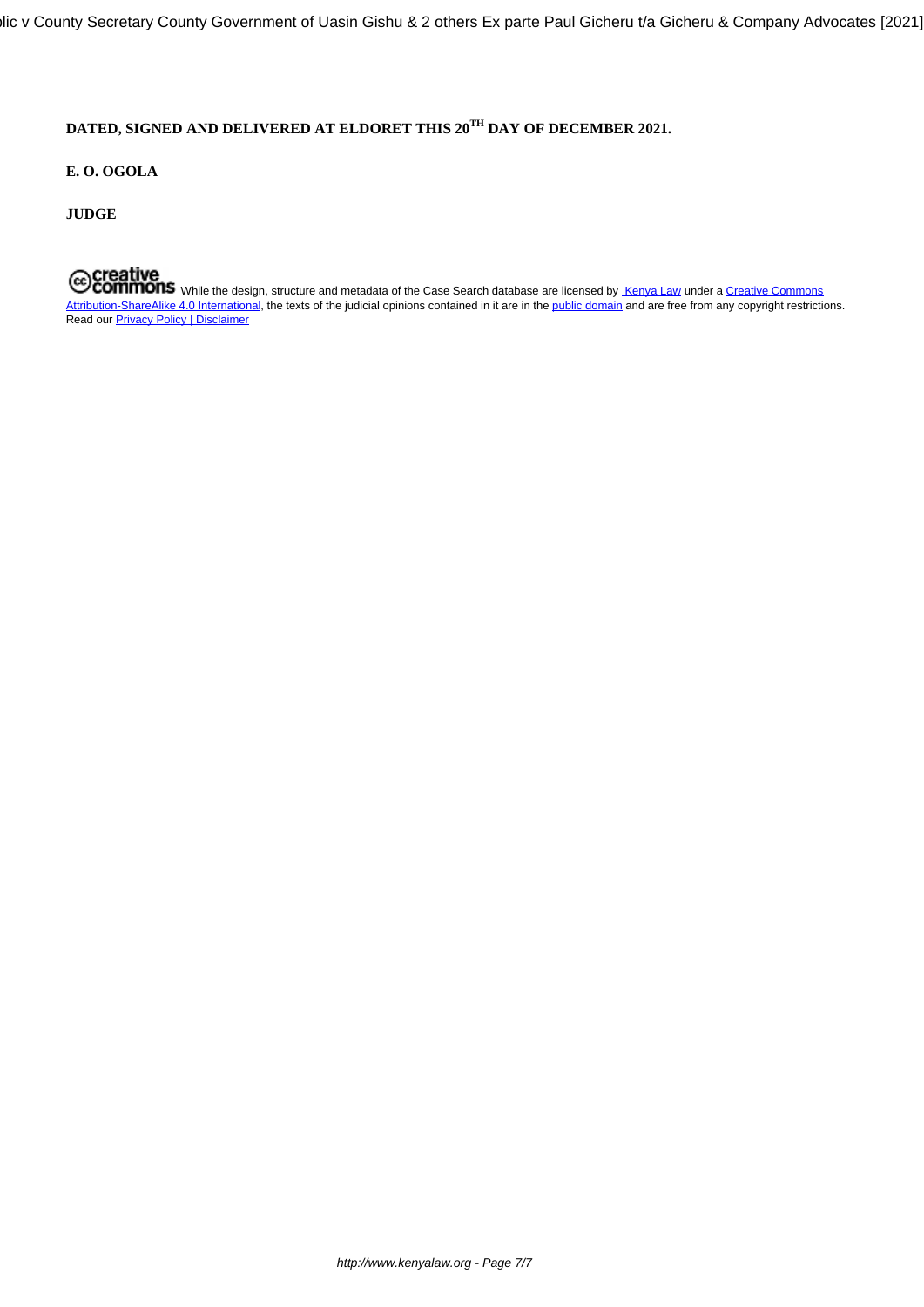**DATED, SIGNED AND DELIVERED AT ELDORET THIS 20[TH] DAY OF DECEMBER 2021.**

**E. O. OGOLA**

**JUDGE**

creative commons While the design, structure and metadata of the Case Search database are licensed by Kenya Law under a Creative Commons Attribution-ShareAlike 4.0 International, the texts of the judicial opinions contained in it are in the public domain and are free from any copyright restrictions. Read our Privacy Policy | Disclaimer